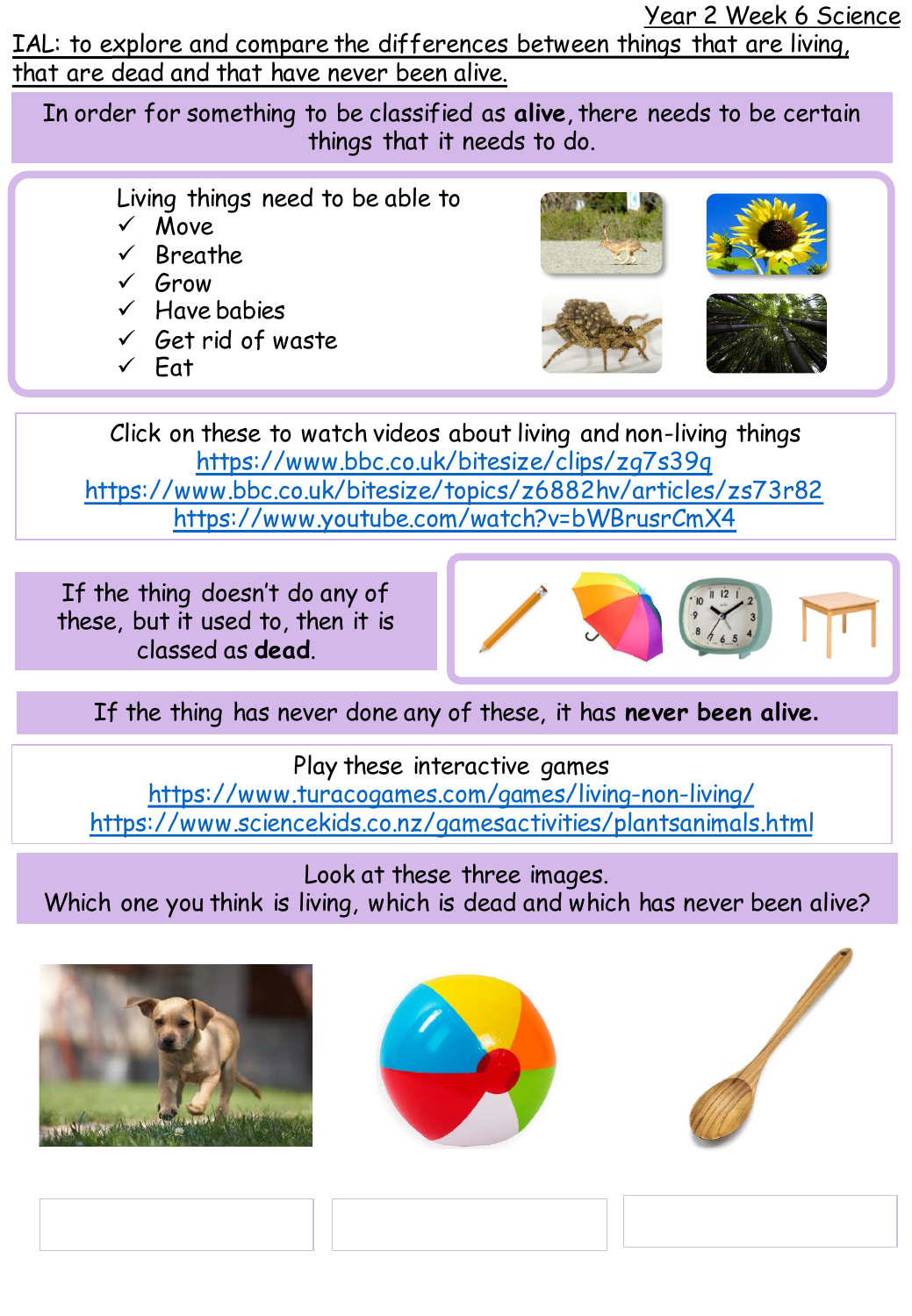Year 2 Week 6 Science

IAL: to explore and compare the differences between things that are living, that are dead and that have never been alive.

In order for something to be classified as **alive**, there needs to be certain things that it needs to do.

Living things need to be able to

- ✓ Move
- ✓ Breathe
- ✓ Grow
- ✓ Have babies
- ✓ Get rid of waste
- ✓ Eat

Click on these to watch videos about living and non-living things

https://www.bbc.co.uk/bitesize/clips/zg7s39q

https://www.bbc.co.uk/bitesize/topics/z6882hv/articles/zs73r82

https://www.youtube.com/watch?v=bWBrusrCmX4

If the thing doesn't do any of these, but it used to, then it is classed as **dead**.

If the thing has never done any of these, it has **never been alive.**

Play these interactive games

https://www.turacogames.com/games/living-non-living/

https://www.sciencekids.co.nz/gamesactivities/plantsanimals.html

Look at these three images.

Which one you think is living, which is dead and which has never been alive?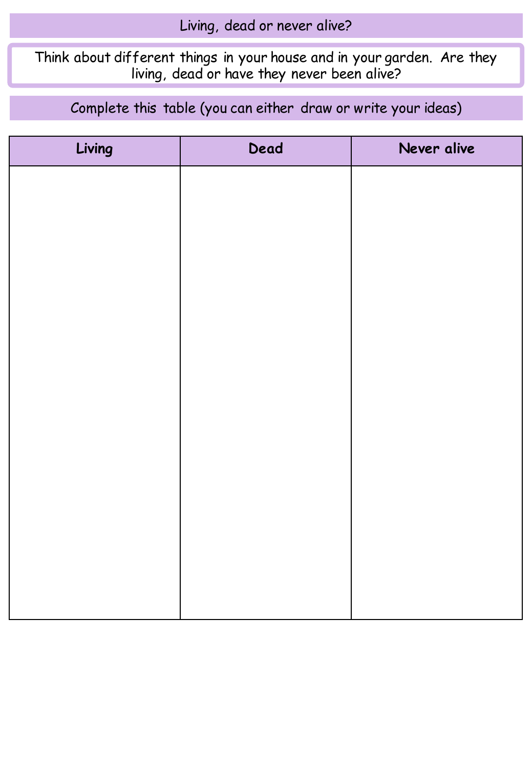# Living, dead or never alive?

Think about different things in your house and in your garden. Are they living, dead or have they never been alive?

## Complete this table (you can either draw or write your ideas)

| Living | Dead | Never alive |
| --- | --- | --- |
| | | |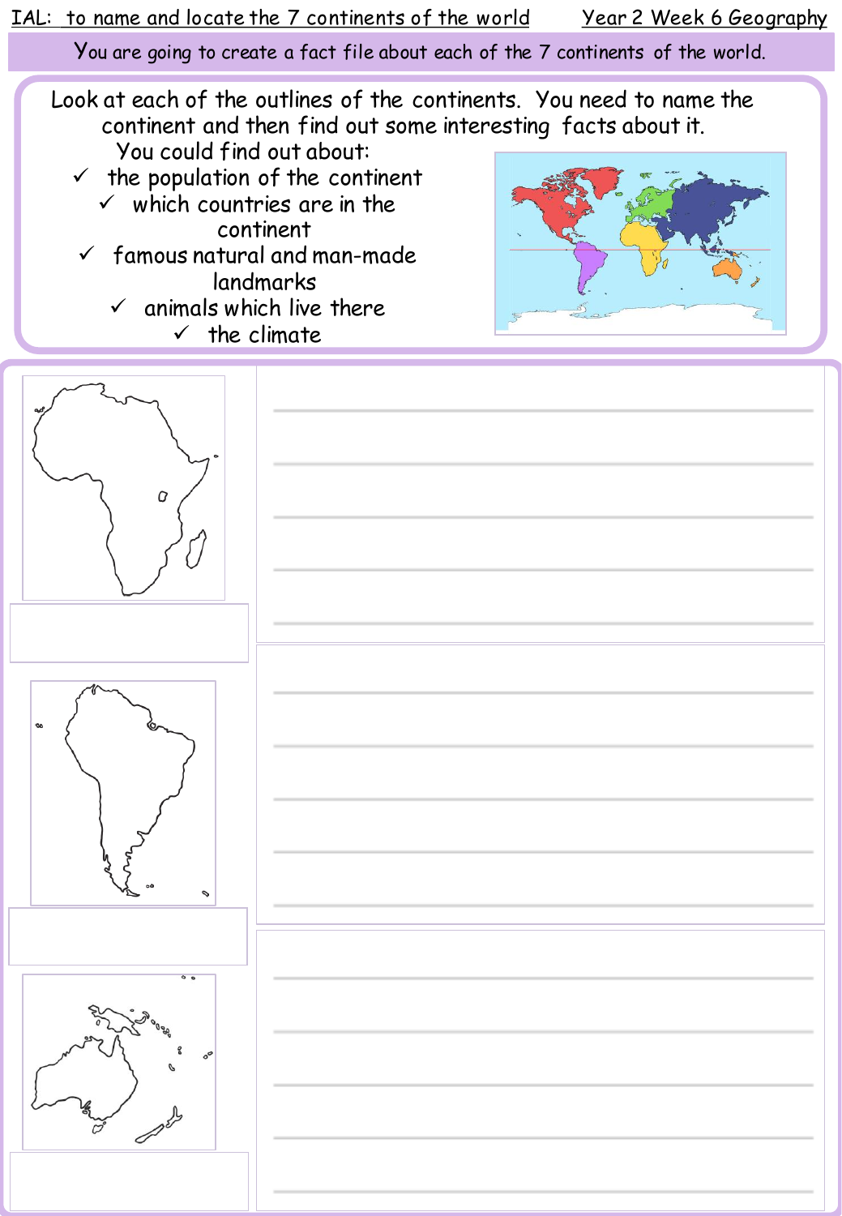IAL: to name and locate the 7 continents of the world

Year 2 Week 6 Geography

You are going to create a fact file about each of the 7 continents of the world.

Look at each of the outlines of the continents. You need to name the continent and then find out some interesting facts about it.

You could find out about:

- ✓ the population of the continent
- ✓ which countries are in the continent
- ✓ famous natural and man-made landmarks
- ✓ animals which live there
- ✓ the climate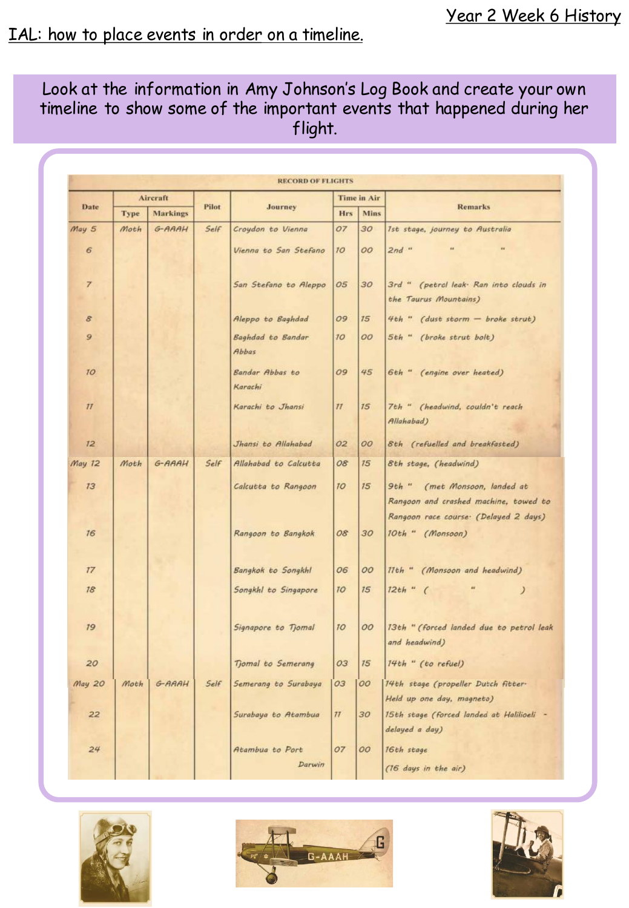Year 2 Week 6 History

IAL: how to place events in order on a timeline.

Look at the information in Amy Johnson's Log Book and create your own timeline to show some of the important events that happened during her flight.

RECORD OF FLIGHTS

| Date | Aircraft | | Pilot | Journey | Time in Air | | Remarks |
|---|---|---|---|---|---|---|---|
| | Type | Markings | | | Hrs | Mins | |
| May 5 | Moth | G-AAAH | Self | Croydon to Vienna | 07 | 30 | 1st stage, journey to Australia |
| 6 | | | | Vienna to San Stefano | 10 | 00 | 2nd " " " |
| 7 | | | | San Stefano to Aleppo | 05 | 30 | 3rd " (petrol leak. Ran into clouds in the Taurus Mountains) |
| 8 | | | | Aleppo to Baghdad | 09 | 15 | 4th " (dust storm — broke strut) |
| 9 | | | | Baghdad to Bandar Abbas | 10 | 00 | 5th " (broke strut bolt) |
| 10 | | | | Bandar Abbas to Karachi | 09 | 45 | 6th " (engine over heated) |
| 11 | | | | Karachi to Jhansi | 11 | 15 | 7th " (headwind, couldn't reach Allahabad) |
| 12 | | | | Jhansi to Allahabad | 02 | 00 | 8th (refuelled and breakfasted) |
| May 12 | Moth | G-AAAH | Self | Allahabad to Calcutta | 08 | 15 | 8th stage, (headwind) |
| 13 | | | | Calcutta to Rangoon | 10 | 15 | 9th " (met Monsoon, landed at Rangoon and crashed machine, towed to Rangoon race course. (Delayed 2 days) |
| 16 | | | | Rangoon to Bangkok | 08 | 30 | 10th " (Monsoon) |
| 17 | | | | Bangkok to Songkhl | 06 | 00 | 11th " (Monsoon and headwind) |
| 18 | | | | Songkhl to Singapore | 10 | 15 | 12th " ( " ) |
| 19 | | | | Signapore to Tjomal | 10 | 00 | 13th " (forced landed due to petrol leak and headwind) |
| 20 | | | | Tjomal to Semerang | 03 | 15 | 14th " (to refuel) |
| May 20 | Moth | G-AAAH | Self | Semerang to Surabaya | 03 | 00 | 14th stage (propeller Dutch fitter. Held up one day, magneto) |
| 22 | | | | Surabaya to Atambua | 11 | 30 | 15th stage (forced landed at Halilioeli - delayed a day) |
| 24 | | | | Atambua to Port Darwin | 07 | 00 | 16th stage (16 days in the air) |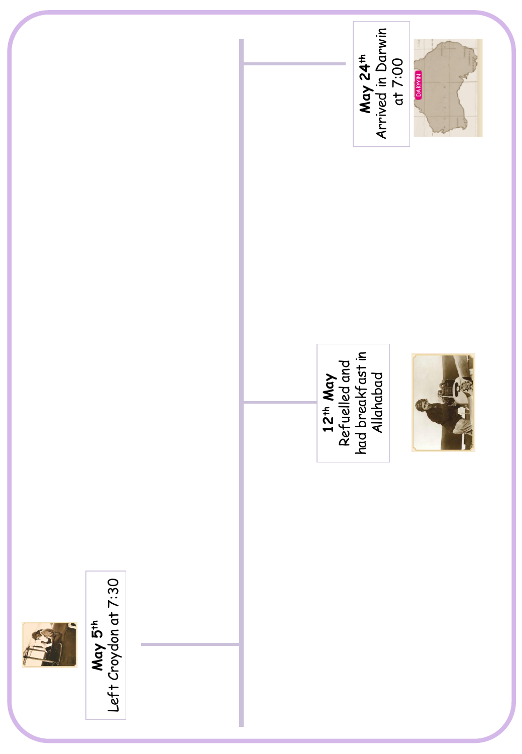**May 5th**
Left Croydon at 7:30

**12th May**
Refuelled and had breakfast in Allahabad

**May 24th**
Arrived in Darwin at 7:00